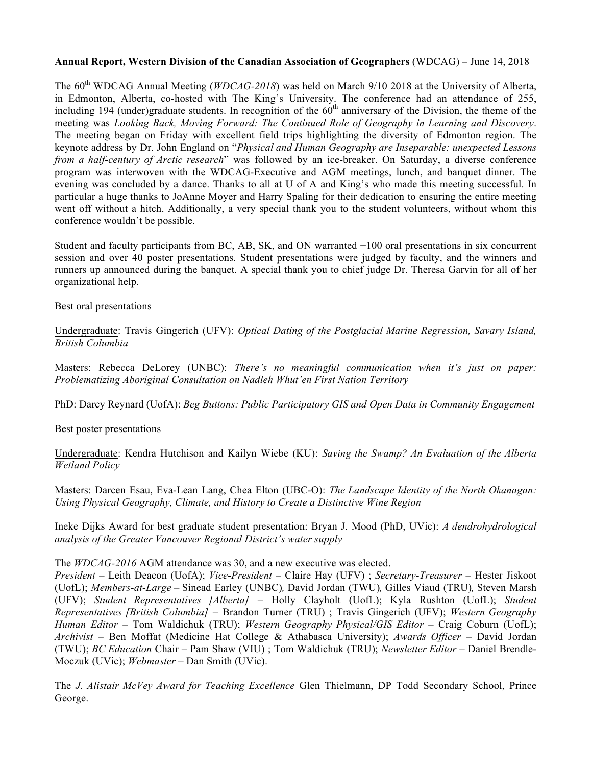**Annual Report, Western Division of the Canadian Association of Geographers** (WDCAG) – June 14, 2018

The 60th WDCAG Annual Meeting (*WDCAG-2018*) was held on March 9/10 2018 at the University of Alberta, in Edmonton, Alberta, co-hosted with The King's University. The conference had an attendance of 255, including 194 (under)graduate students. In recognition of the 60th anniversary of the Division, the theme of the meeting was *Looking Back, Moving Forward: The Continued Role of Geography in Learning and Discovery*. The meeting began on Friday with excellent field trips highlighting the diversity of Edmonton region. The keynote address by Dr. John England on "*Physical and Human Geography are Inseparable: unexpected Lessons from a half-century of Arctic research*" was followed by an ice-breaker. On Saturday, a diverse conference program was interwoven with the WDCAG-Executive and AGM meetings, lunch, and banquet dinner. The evening was concluded by a dance. Thanks to all at U of A and King's who made this meeting successful. In particular a huge thanks to JoAnne Moyer and Harry Spaling for their dedication to ensuring the entire meeting went off without a hitch. Additionally, a very special thank you to the student volunteers, without whom this conference wouldn't be possible.

Student and faculty participants from BC, AB, SK, and ON warranted +100 oral presentations in six concurrent session and over 40 poster presentations. Student presentations were judged by faculty, and the winners and runners up announced during the banquet. A special thank you to chief judge Dr. Theresa Garvin for all of her organizational help.

<u>Best oral presentations</u>

<u>Undergraduate</u>: Travis Gingerich (UFV): *Optical Dating of the Postglacial Marine Regression, Savary Island, British Columbia*

<u>Masters</u>: Rebecca DeLorey (UNBC): *There's no meaningful communication when it's just on paper: Problematizing Aboriginal Consultation on Nadleh Whut'en First Nation Territory*

<u>PhD</u>: Darcy Reynard (UofA): *Beg Buttons: Public Participatory GIS and Open Data in Community Engagement*

<u>Best poster presentations</u>

<u>Undergraduate</u>: Kendra Hutchison and Kailyn Wiebe (KU): *Saving the Swamp? An Evaluation of the Alberta Wetland Policy*

<u>Masters</u>: Darcen Esau, Eva-Lean Lang, Chea Elton (UBC-O): *The Landscape Identity of the North Okanagan: Using Physical Geography, Climate, and History to Create a Distinctive Wine Region*

<u>Ineke Dijks Award for best graduate student presentation:</u> Bryan J. Mood (PhD, UVic): *A dendrohydrological analysis of the Greater Vancouver Regional District's water supply*

The *WDCAG-2016* AGM attendance was 30, and a new executive was elected.
*President* – Leith Deacon (UofA); *Vice-President* – Claire Hay (UFV) ; *Secretary-Treasurer* – Hester Jiskoot (UofL); *Members-at-Large* – Sinead Earley (UNBC), David Jordan (TWU), Gilles Viaud (TRU), Steven Marsh (UFV); *Student Representatives [Alberta]* – Holly Clayholt (UofL); Kyla Rushton (UofL); *Student Representatives [British Columbia]* – Brandon Turner (TRU) ; Travis Gingerich (UFV); *Western Geography Human Editor* – Tom Waldichuk (TRU); *Western Geography Physical/GIS Editor* – Craig Coburn (UofL); *Archivist* – Ben Moffat (Medicine Hat College & Athabasca University); *Awards Officer* – David Jordan (TWU); *BC Education* Chair – Pam Shaw (VIU) ; Tom Waldichuk (TRU); *Newsletter Editor* – Daniel Brendle-Moczuk (UVic); *Webmaster* – Dan Smith (UVic).

The *J. Alistair McVey Award for Teaching Excellence* Glen Thielmann, DP Todd Secondary School, Prince George.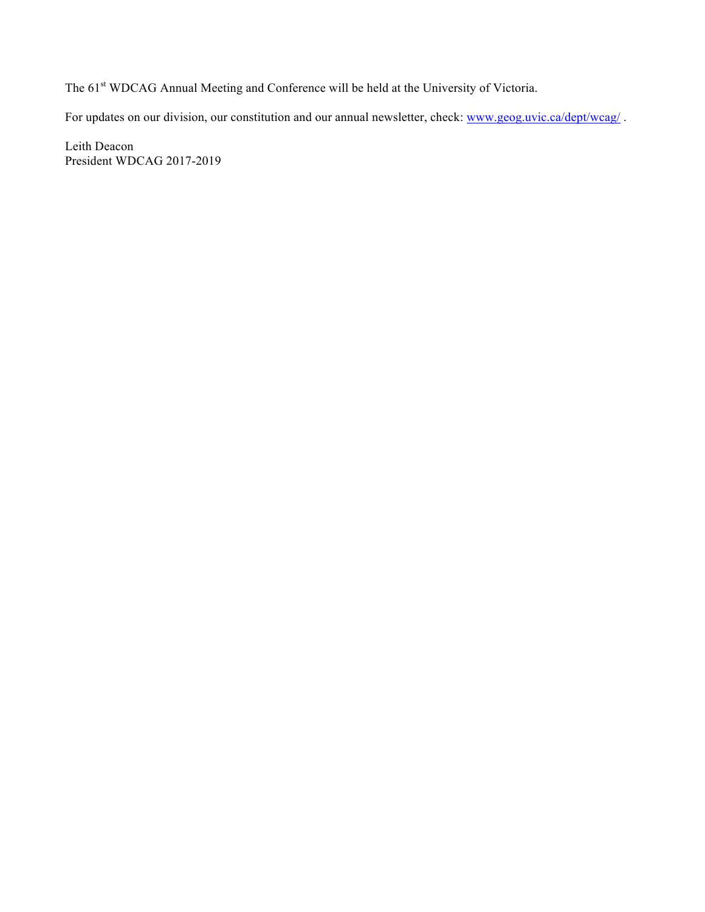The 61st WDCAG Annual Meeting and Conference will be held at the University of Victoria.

For updates on our division, our constitution and our annual newsletter, check: [www.geog.uvic.ca/dept/wcag/](www.geog.uvic.ca/dept/wcag/) .

Leith Deacon
President WDCAG 2017-2019